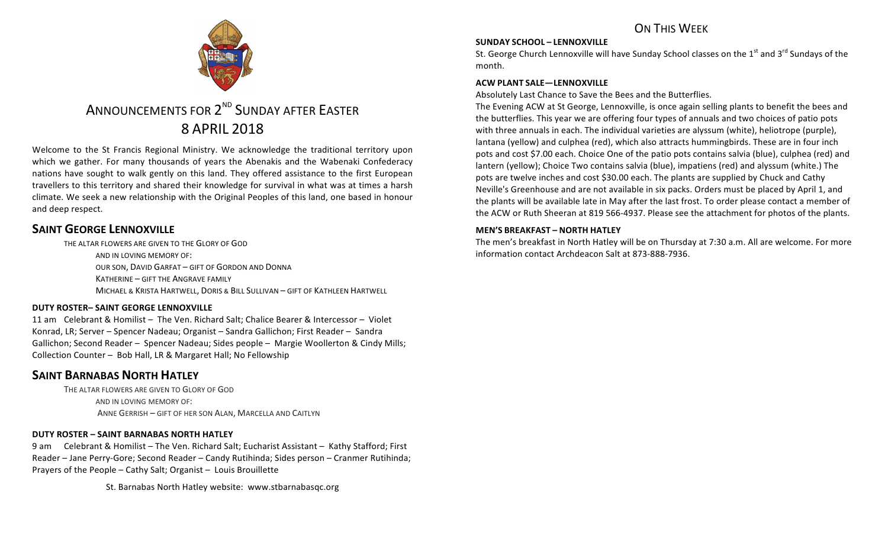# ANNOUNCEMENTS FOR 2ND SUNDAY AFTER EASTER
# 8 APRIL 2018

Welcome to the St Francis Regional Ministry. We acknowledge the traditional territory upon which we gather. For many thousands of years the Abenakis and the Wabenaki Confederacy nations have sought to walk gently on this land. They offered assistance to the first European travellers to this territory and shared their knowledge for survival in what was at times a harsh climate. We seek a new relationship with the Original Peoples of this land, one based in honour and deep respect.

## SAINT GEORGE LENNOXVILLE

THE ALTAR FLOWERS ARE GIVEN TO THE GLORY OF GOD
AND IN LOVING MEMORY OF:
OUR SON, DAVID GARFAT – GIFT OF GORDON AND DONNA
KATHERINE – GIFT THE ANGRAVE FAMILY
MICHAEL & KRISTA HARTWELL, DORIS & BILL SULLIVAN – GIFT OF KATHLEEN HARTWELL

#### DUTY ROSTER– SAINT GEORGE LENNOXVILLE

11 am Celebrant & Homilist – The Ven. Richard Salt; Chalice Bearer & Intercessor – Violet Konrad, LR; Server – Spencer Nadeau; Organist – Sandra Gallichon; First Reader – Sandra Gallichon; Second Reader – Spencer Nadeau; Sides people – Margie Woollerton & Cindy Mills; Collection Counter – Bob Hall, LR & Margaret Hall; No Fellowship

## SAINT BARNABAS NORTH HATLEY

THE ALTAR FLOWERS ARE GIVEN TO GLORY OF GOD
AND IN LOVING MEMORY OF:
ANNE GERRISH – GIFT OF HER SON ALAN, MARCELLA AND CAITLYN

#### DUTY ROSTER – SAINT BARNABAS NORTH HATLEY

9 am Celebrant & Homilist – The Ven. Richard Salt; Eucharist Assistant – Kathy Stafford; First Reader – Jane Perry-Gore; Second Reader – Candy Rutihinda; Sides person – Cranmer Rutihinda; Prayers of the People – Cathy Salt; Organist – Louis Brouillette

St. Barnabas North Hatley website: www.stbarnabasqc.org

## ON THIS WEEK

#### SUNDAY SCHOOL – LENNOXVILLE

St. George Church Lennoxville will have Sunday School classes on the 1st and 3rd Sundays of the month.

#### ACW PLANT SALE—LENNOXVILLE

Absolutely Last Chance to Save the Bees and the Butterflies.

The Evening ACW at St George, Lennoxville, is once again selling plants to benefit the bees and the butterflies. This year we are offering four types of annuals and two choices of patio pots with three annuals in each. The individual varieties are alyssum (white), heliotrope (purple), lantana (yellow) and culphea (red), which also attracts hummingbirds. These are in four inch pots and cost $7.00 each. Choice One of the patio pots contains salvia (blue), culphea (red) and lantern (yellow); Choice Two contains salvia (blue), impatiens (red) and alyssum (white.) The pots are twelve inches and cost $30.00 each. The plants are supplied by Chuck and Cathy Neville's Greenhouse and are not available in six packs. Orders must be placed by April 1, and the plants will be available late in May after the last frost. To order please contact a member of the ACW or Ruth Sheeran at 819 566-4937. Please see the attachment for photos of the plants.

#### MEN'S BREAKFAST – NORTH HATLEY

The men's breakfast in North Hatley will be on Thursday at 7:30 a.m. All are welcome. For more information contact Archdeacon Salt at 873-888-7936.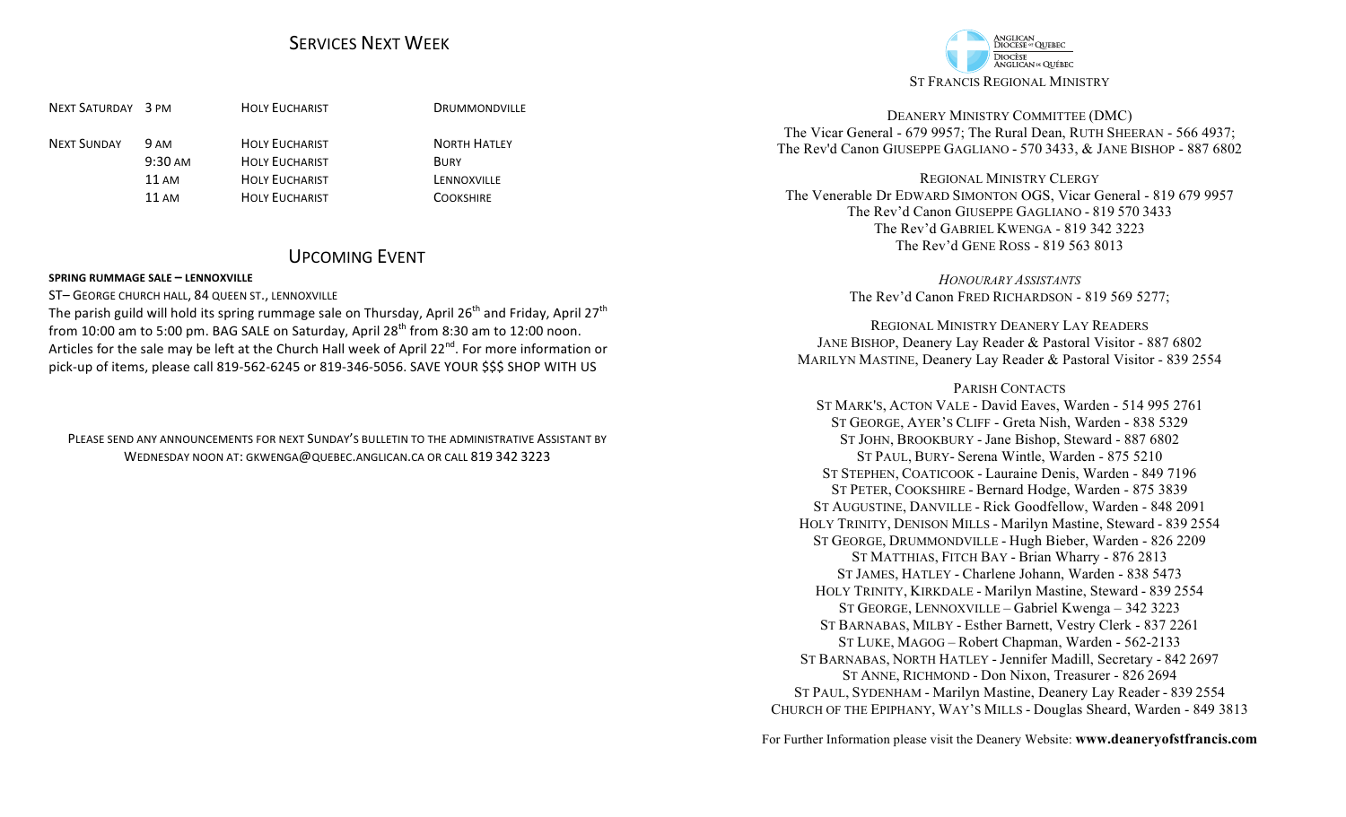## Services Next Week

| | | | |
|---|---|---|---|
| Next Saturday | 3 PM | Holy Eucharist | Drummondville |
| Next Sunday | 9 AM | Holy Eucharist | North Hatley |
| | 9:30 AM | Holy Eucharist | Bury |
| | 11 AM | Holy Eucharist | Lennoxville |
| | 11 AM | Holy Eucharist | Cookshire |

## Upcoming Event

**SPRING RUMMAGE SALE – LENNOXVILLE**

ST– GEORGE CHURCH HALL, 84 QUEEN ST., LENNOXVILLE

The parish guild will hold its spring rummage sale on Thursday, April 26th and Friday, April 27th from 10:00 am to 5:00 pm. BAG SALE on Saturday, April 28th from 8:30 am to 12:00 noon. Articles for the sale may be left at the Church Hall week of April 22nd. For more information or pick-up of items, please call 819-562-6245 or 819-346-5056. SAVE YOUR $$$ SHOP WITH US

PLEASE SEND ANY ANNOUNCEMENTS FOR NEXT SUNDAY'S BULLETIN TO THE ADMINISTRATIVE ASSISTANT BY WEDNESDAY NOON AT: GKWENGA@QUEBEC.ANGLICAN.CA OR CALL 819 342 3223

Anglican Diocese of Quebec
Diocèse Anglican de Québec

ST FRANCIS REGIONAL MINISTRY

DEANERY MINISTRY COMMITTEE (DMC)
The Vicar General - 679 9957; The Rural Dean, RUTH SHEERAN - 566 4937; The Rev'd Canon GIUSEPPE GAGLIANO - 570 3433, & JANE BISHOP - 887 6802

REGIONAL MINISTRY CLERGY
The Venerable Dr EDWARD SIMONTON OGS, Vicar General - 819 679 9957
The Rev'd Canon GIUSEPPE GAGLIANO - 819 570 3433
The Rev'd GABRIEL KWENGA - 819 342 3223
The Rev'd GENE ROSS - 819 563 8013

*HONOURARY ASSISTANTS*
The Rev'd Canon FRED RICHARDSON - 819 569 5277;

REGIONAL MINISTRY DEANERY LAY READERS
JANE BISHOP, Deanery Lay Reader & Pastoral Visitor - 887 6802
MARILYN MASTINE, Deanery Lay Reader & Pastoral Visitor - 839 2554

PARISH CONTACTS
ST MARK'S, ACTON VALE - David Eaves, Warden - 514 995 2761
ST GEORGE, AYER'S CLIFF - Greta Nish, Warden - 838 5329
ST JOHN, BROOKBURY - Jane Bishop, Steward - 887 6802
ST PAUL, BURY- Serena Wintle, Warden - 875 5210
ST STEPHEN, COATICOOK - Lauraine Denis, Warden - 849 7196
ST PETER, COOKSHIRE - Bernard Hodge, Warden - 875 3839
ST AUGUSTINE, DANVILLE - Rick Goodfellow, Warden - 848 2091
HOLY TRINITY, DENISON MILLS - Marilyn Mastine, Steward - 839 2554
ST GEORGE, DRUMMONDVILLE - Hugh Bieber, Warden - 826 2209
ST MATTHIAS, FITCH BAY - Brian Wharry - 876 2813
ST JAMES, HATLEY - Charlene Johann, Warden - 838 5473
HOLY TRINITY, KIRKDALE - Marilyn Mastine, Steward - 839 2554
ST GEORGE, LENNOXVILLE – Gabriel Kwenga – 342 3223
ST BARNABAS, MILBY - Esther Barnett, Vestry Clerk - 837 2261
ST LUKE, MAGOG – Robert Chapman, Warden - 562-2133
ST BARNABAS, NORTH HATLEY - Jennifer Madill, Secretary - 842 2697
ST ANNE, RICHMOND - Don Nixon, Treasurer - 826 2694
ST PAUL, SYDENHAM - Marilyn Mastine, Deanery Lay Reader - 839 2554
CHURCH OF THE EPIPHANY, WAY'S MILLS - Douglas Sheard, Warden - 849 3813

For Further Information please visit the Deanery Website: **www.deaneryofstfrancis.com**